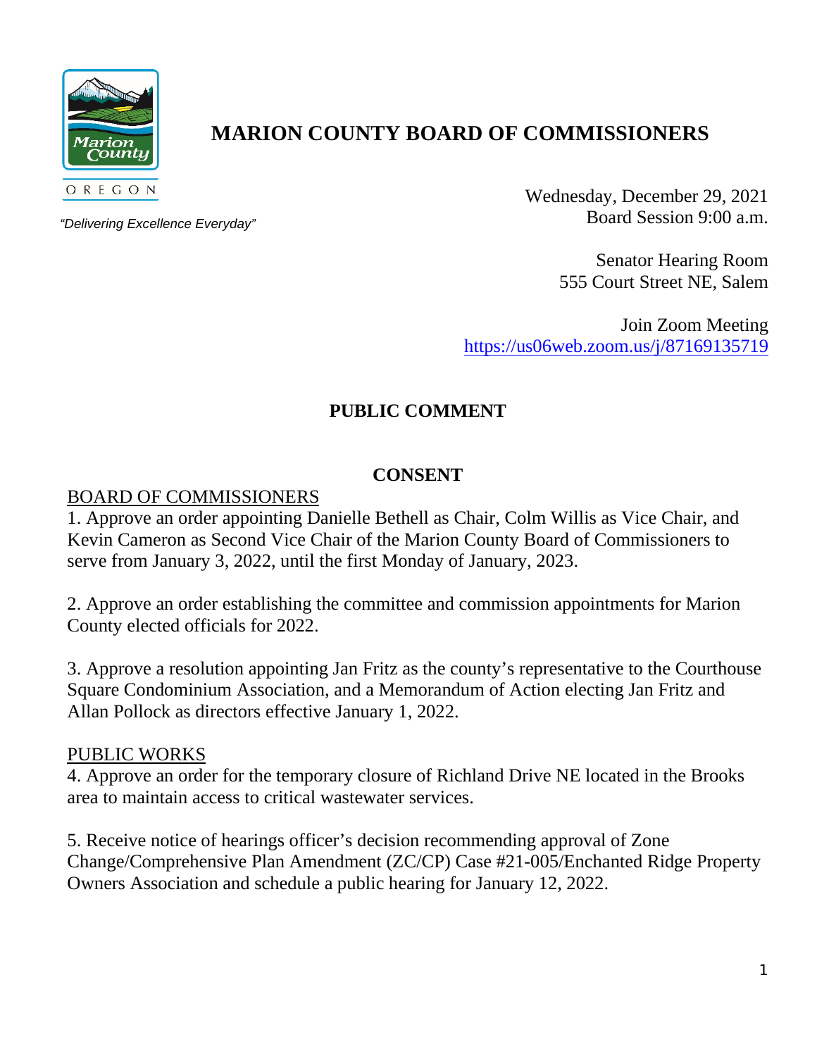# MARION COUNTY BOARD OF COMMISSIONERS

Marion County OREGON

*"Delivering Excellence Everyday"*

Wednesday, December 29, 2021
Board Session 9:00 a.m.

Senator Hearing Room
555 Court Street NE, Salem

Join Zoom Meeting
https://us06web.zoom.us/j/87169135719

## PUBLIC COMMENT

## CONSENT

BOARD OF COMMISSIONERS

1. Approve an order appointing Danielle Bethell as Chair, Colm Willis as Vice Chair, and Kevin Cameron as Second Vice Chair of the Marion County Board of Commissioners to serve from January 3, 2022, until the first Monday of January, 2023.

2. Approve an order establishing the committee and commission appointments for Marion County elected officials for 2022.

3. Approve a resolution appointing Jan Fritz as the county's representative to the Courthouse Square Condominium Association, and a Memorandum of Action electing Jan Fritz and Allan Pollock as directors effective January 1, 2022.

PUBLIC WORKS

4. Approve an order for the temporary closure of Richland Drive NE located in the Brooks area to maintain access to critical wastewater services.

5. Receive notice of hearings officer's decision recommending approval of Zone Change/Comprehensive Plan Amendment (ZC/CP) Case #21-005/Enchanted Ridge Property Owners Association and schedule a public hearing for January 12, 2022.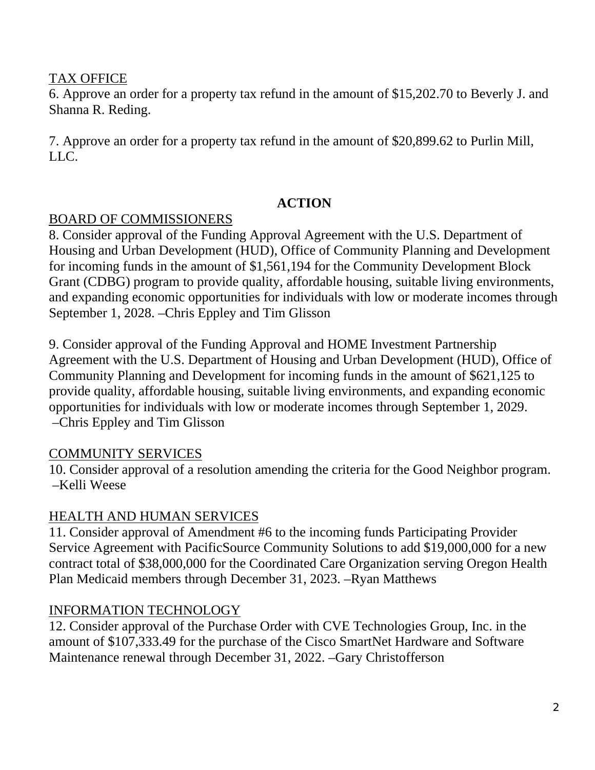TAX OFFICE

6. Approve an order for a property tax refund in the amount of $15,202.70 to Beverly J. and Shanna R. Reding.

7. Approve an order for a property tax refund in the amount of $20,899.62 to Purlin Mill, LLC.

## ACTION

BOARD OF COMMISSIONERS

8. Consider approval of the Funding Approval Agreement with the U.S. Department of Housing and Urban Development (HUD), Office of Community Planning and Development for incoming funds in the amount of $1,561,194 for the Community Development Block Grant (CDBG) program to provide quality, affordable housing, suitable living environments, and expanding economic opportunities for individuals with low or moderate incomes through September 1, 2028. –Chris Eppley and Tim Glisson

9. Consider approval of the Funding Approval and HOME Investment Partnership Agreement with the U.S. Department of Housing and Urban Development (HUD), Office of Community Planning and Development for incoming funds in the amount of $621,125 to provide quality, affordable housing, suitable living environments, and expanding economic opportunities for individuals with low or moderate incomes through September 1, 2029. –Chris Eppley and Tim Glisson

COMMUNITY SERVICES

10. Consider approval of a resolution amending the criteria for the Good Neighbor program. –Kelli Weese

HEALTH AND HUMAN SERVICES

11. Consider approval of Amendment #6 to the incoming funds Participating Provider Service Agreement with PacificSource Community Solutions to add $19,000,000 for a new contract total of $38,000,000 for the Coordinated Care Organization serving Oregon Health Plan Medicaid members through December 31, 2023. –Ryan Matthews

INFORMATION TECHNOLOGY

12. Consider approval of the Purchase Order with CVE Technologies Group, Inc. in the amount of $107,333.49 for the purchase of the Cisco SmartNet Hardware and Software Maintenance renewal through December 31, 2022. –Gary Christofferson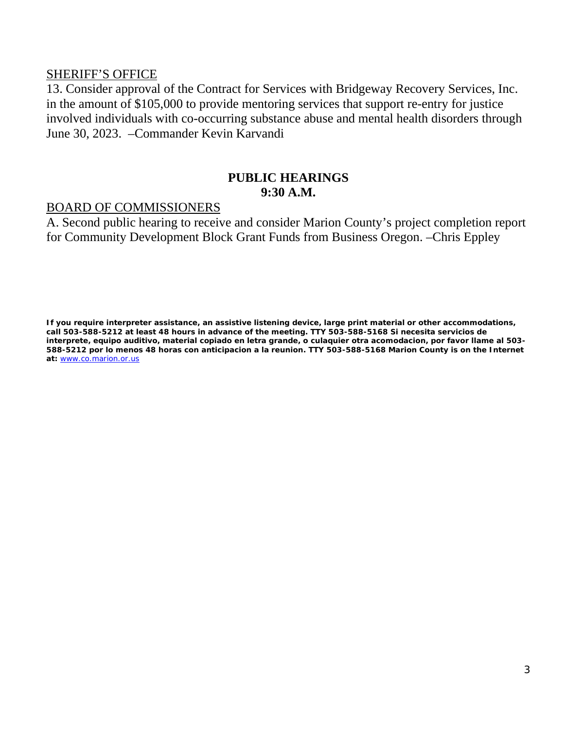SHERIFF'S OFFICE

13. Consider approval of the Contract for Services with Bridgeway Recovery Services, Inc. in the amount of $105,000 to provide mentoring services that support re-entry for justice involved individuals with co-occurring substance abuse and mental health disorders through June 30, 2023. –Commander Kevin Karvandi

## PUBLIC HEARINGS
## 9:30 A.M.

BOARD OF COMMISSIONERS

A. Second public hearing to receive and consider Marion County's project completion report for Community Development Block Grant Funds from Business Oregon. –Chris Eppley

**If you require interpreter assistance, an assistive listening device, large print material or other accommodations, call 503-588-5212 at least 48 hours in advance of the meeting. TTY 503-588-5168 Si necesita servicios de interprete, equipo auditivo, material copiado en letra grande, o culaquier otra acomodacion, por favor llame al 503-588-5212 por lo menos 48 horas con anticipacion a la reunion. TTY 503-588-5168 Marion County is on the Internet at:** www.co.marion.or.us